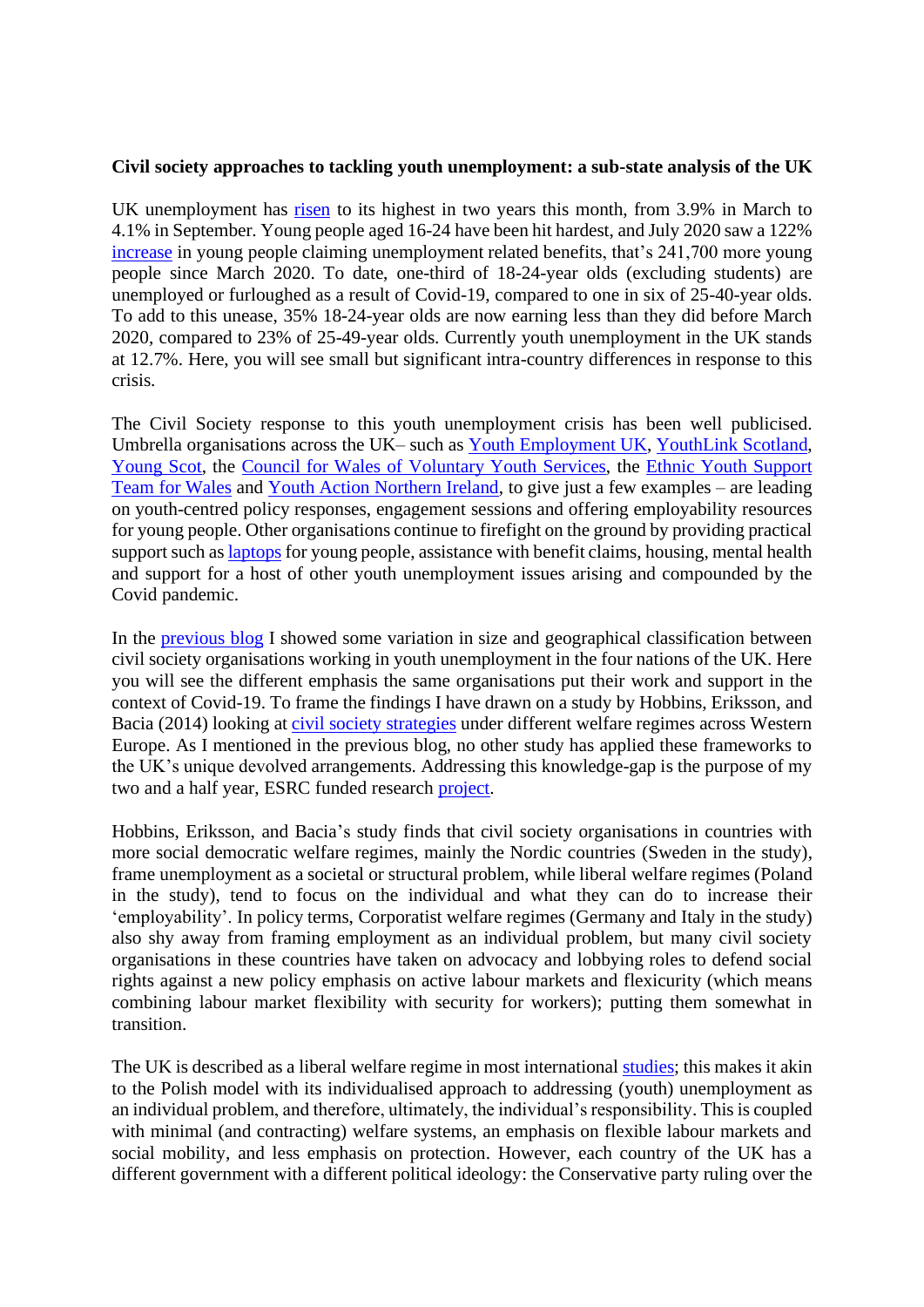**Civil society approaches to tackling youth unemployment: a sub-state analysis of the UK**

UK unemployment has risen to its highest in two years this month, from 3.9% in March to 4.1% in September. Young people aged 16-24 have been hit hardest, and July 2020 saw a 122% increase in young people claiming unemployment related benefits, that's 241,700 more young people since March 2020. To date, one-third of 18-24-year olds (excluding students) are unemployed or furloughed as a result of Covid-19, compared to one in six of 25-40-year olds. To add to this unease, 35% 18-24-year olds are now earning less than they did before March 2020, compared to 23% of 25-49-year olds. Currently youth unemployment in the UK stands at 12.7%. Here, you will see small but significant intra-country differences in response to this crisis.

The Civil Society response to this youth unemployment crisis has been well publicised. Umbrella organisations across the UK– such as Youth Employment UK, YouthLink Scotland, Young Scot, the Council for Wales of Voluntary Youth Services, the Ethnic Youth Support Team for Wales and Youth Action Northern Ireland, to give just a few examples – are leading on youth-centred policy responses, engagement sessions and offering employability resources for young people. Other organisations continue to firefight on the ground by providing practical support such as laptops for young people, assistance with benefit claims, housing, mental health and support for a host of other youth unemployment issues arising and compounded by the Covid pandemic.

In the previous blog I showed some variation in size and geographical classification between civil society organisations working in youth unemployment in the four nations of the UK. Here you will see the different emphasis the same organisations put their work and support in the context of Covid-19. To frame the findings I have drawn on a study by Hobbins, Eriksson, and Bacia (2014) looking at civil society strategies under different welfare regimes across Western Europe. As I mentioned in the previous blog, no other study has applied these frameworks to the UK's unique devolved arrangements. Addressing this knowledge-gap is the purpose of my two and a half year, ESRC funded research project.

Hobbins, Eriksson, and Bacia's study finds that civil society organisations in countries with more social democratic welfare regimes, mainly the Nordic countries (Sweden in the study), frame unemployment as a societal or structural problem, while liberal welfare regimes (Poland in the study), tend to focus on the individual and what they can do to increase their 'employability'. In policy terms, Corporatist welfare regimes (Germany and Italy in the study) also shy away from framing employment as an individual problem, but many civil society organisations in these countries have taken on advocacy and lobbying roles to defend social rights against a new policy emphasis on active labour markets and flexicurity (which means combining labour market flexibility with security for workers); putting them somewhat in transition.

The UK is described as a liberal welfare regime in most international studies; this makes it akin to the Polish model with its individualised approach to addressing (youth) unemployment as an individual problem, and therefore, ultimately, the individual's responsibility. This is coupled with minimal (and contracting) welfare systems, an emphasis on flexible labour markets and social mobility, and less emphasis on protection. However, each country of the UK has a different government with a different political ideology: the Conservative party ruling over the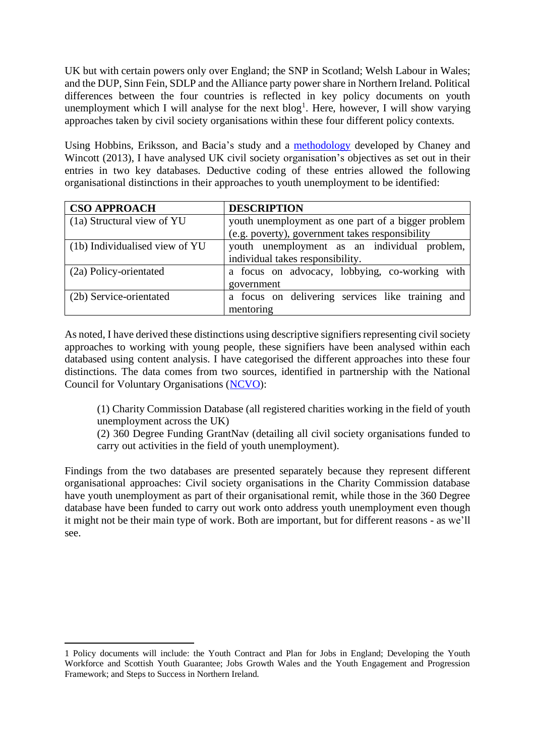UK but with certain powers only over England; the SNP in Scotland; Welsh Labour in Wales; and the DUP, Sinn Fein, SDLP and the Alliance party power share in Northern Ireland. Political differences between the four countries is reflected in key policy documents on youth unemployment which I will analyse for the next blog[1]. Here, however, I will show varying approaches taken by civil society organisations within these four different policy contexts.

Using Hobbins, Eriksson, and Bacia's study and a [methodology] developed by Chaney and Wincott (2013), I have analysed UK civil society organisation's objectives as set out in their entries in two key databases. Deductive coding of these entries allowed the following organisational distinctions in their approaches to youth unemployment to be identified:

| CSO APPROACH | DESCRIPTION |
|---|---|
| (1a) Structural view of YU | youth unemployment as one part of a bigger problem (e.g. poverty), government takes responsibility |
| (1b) Individualised view of YU | youth unemployment as an individual problem, individual takes responsibility. |
| (2a) Policy-orientated | a focus on advocacy, lobbying, co-working with government |
| (2b) Service-orientated | a focus on delivering services like training and mentoring |

As noted, I have derived these distinctions using descriptive signifiers representing civil society approaches to working with young people, these signifiers have been analysed within each databased using content analysis. I have categorised the different approaches into these four distinctions. The data comes from two sources, identified in partnership with the National Council for Voluntary Organisations (NCVO):

> (1) Charity Commission Database (all registered charities working in the field of youth unemployment across the UK)
> (2) 360 Degree Funding GrantNav (detailing all civil society organisations funded to carry out activities in the field of youth unemployment).

Findings from the two databases are presented separately because they represent different organisational approaches: Civil society organisations in the Charity Commission database have youth unemployment as part of their organisational remit, while those in the 360 Degree database have been funded to carry out work onto address youth unemployment even though it might not be their main type of work. Both are important, but for different reasons - as we'll see.

---

1 Policy documents will include: the Youth Contract and Plan for Jobs in England; Developing the Youth Workforce and Scottish Youth Guarantee; Jobs Growth Wales and the Youth Engagement and Progression Framework; and Steps to Success in Northern Ireland.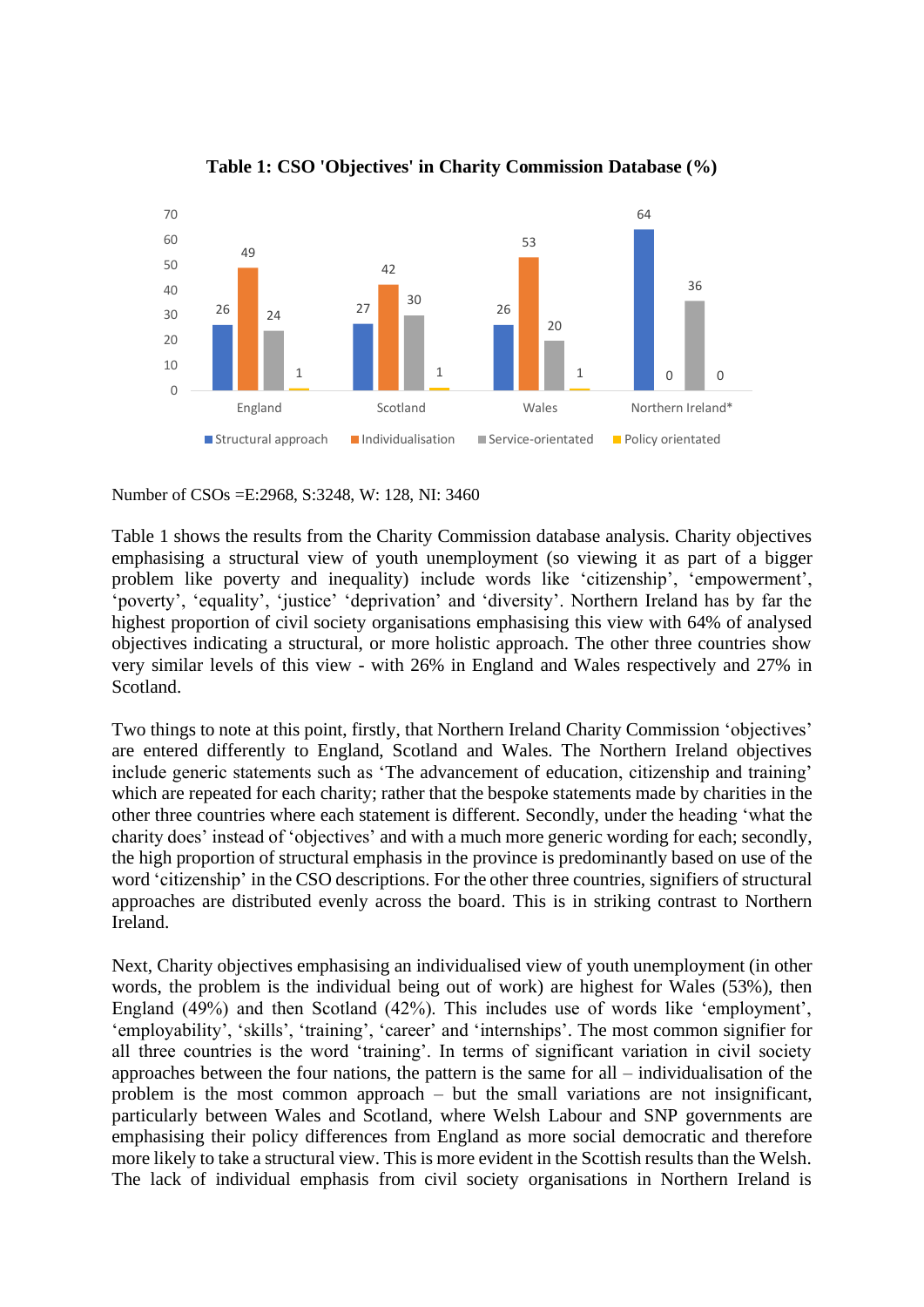**Table 1: CSO 'Objectives' in Charity Commission Database (%)**

| | Structural approach | Individualisation | Service-orientated | Policy orientated |
|---|---|---|---|---|
| England | 26 | 49 | 24 | 1 |
| Scotland | 27 | 42 | 30 | 1 |
| Wales | 26 | 53 | 20 | 1 |
| Northern Ireland* | 64 | 0 | 36 | 0 |

Number of CSOs =E:2968, S:3248, W: 128, NI: 3460

Table 1 shows the results from the Charity Commission database analysis. Charity objectives emphasising a structural view of youth unemployment (so viewing it as part of a bigger problem like poverty and inequality) include words like 'citizenship', 'empowerment', 'poverty', 'equality', 'justice' 'deprivation' and 'diversity'. Northern Ireland has by far the highest proportion of civil society organisations emphasising this view with 64% of analysed objectives indicating a structural, or more holistic approach. The other three countries show very similar levels of this view - with 26% in England and Wales respectively and 27% in Scotland.

Two things to note at this point, firstly, that Northern Ireland Charity Commission 'objectives' are entered differently to England, Scotland and Wales. The Northern Ireland objectives include generic statements such as 'The advancement of education, citizenship and training' which are repeated for each charity; rather that the bespoke statements made by charities in the other three countries where each statement is different. Secondly, under the heading 'what the charity does' instead of 'objectives' and with a much more generic wording for each; secondly, the high proportion of structural emphasis in the province is predominantly based on use of the word 'citizenship' in the CSO descriptions. For the other three countries, signifiers of structural approaches are distributed evenly across the board. This is in striking contrast to Northern Ireland.

Next, Charity objectives emphasising an individualised view of youth unemployment (in other words, the problem is the individual being out of work) are highest for Wales (53%), then England (49%) and then Scotland (42%). This includes use of words like 'employment', 'employability', 'skills', 'training', 'career' and 'internships'. The most common signifier for all three countries is the word 'training'. In terms of significant variation in civil society approaches between the four nations, the pattern is the same for all – individualisation of the problem is the most common approach – but the small variations are not insignificant, particularly between Wales and Scotland, where Welsh Labour and SNP governments are emphasising their policy differences from England as more social democratic and therefore more likely to take a structural view. This is more evident in the Scottish results than the Welsh. The lack of individual emphasis from civil society organisations in Northern Ireland is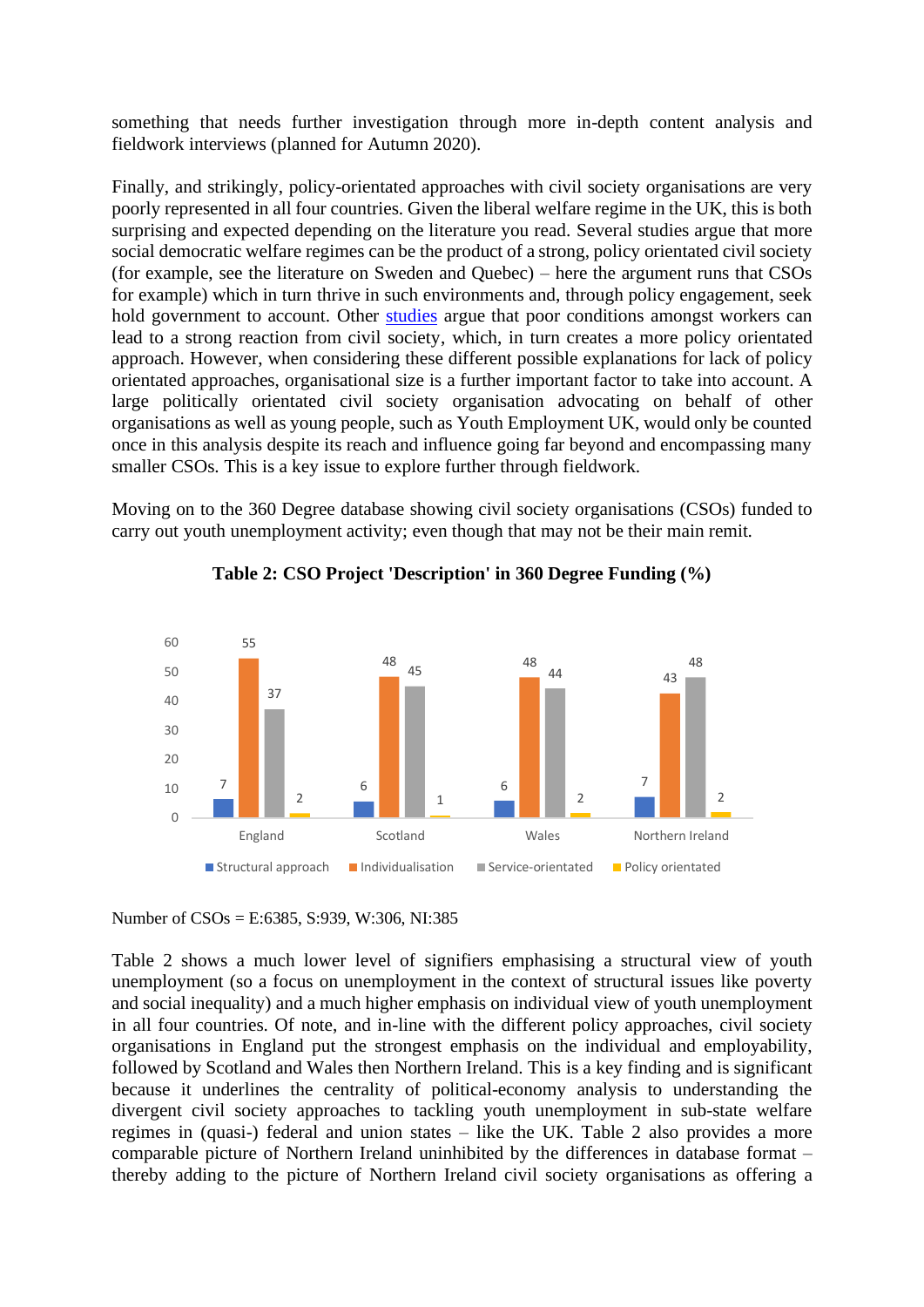something that needs further investigation through more in-depth content analysis and fieldwork interviews (planned for Autumn 2020).

Finally, and strikingly, policy-orientated approaches with civil society organisations are very poorly represented in all four countries. Given the liberal welfare regime in the UK, this is both surprising and expected depending on the literature you read. Several studies argue that more social democratic welfare regimes can be the product of a strong, policy orientated civil society (for example, see the literature on Sweden and Quebec) – here the argument runs that CSOs for example) which in turn thrive in such environments and, through policy engagement, seek hold government to account. Other studies argue that poor conditions amongst workers can lead to a strong reaction from civil society, which, in turn creates a more policy orientated approach. However, when considering these different possible explanations for lack of policy orientated approaches, organisational size is a further important factor to take into account. A large politically orientated civil society organisation advocating on behalf of other organisations as well as young people, such as Youth Employment UK, would only be counted once in this analysis despite its reach and influence going far beyond and encompassing many smaller CSOs. This is a key issue to explore further through fieldwork.

Moving on to the 360 Degree database showing civil society organisations (CSOs) funded to carry out youth unemployment activity; even though that may not be their main remit.

**Table 2: CSO Project 'Description' in 360 Degree Funding (%)**

| | Structural approach | Individualisation | Service-orientated | Policy orientated |
|---|---|---|---|---|
| England | 7 | 55 | 37 | 2 |
| Scotland | 6 | 48 | 45 | 1 |
| Wales | 6 | 48 | 44 | 2 |
| Northern Ireland | 7 | 43 | 48 | 2 |

Number of CSOs = E:6385, S:939, W:306, NI:385

Table 2 shows a much lower level of signifiers emphasising a structural view of youth unemployment (so a focus on unemployment in the context of structural issues like poverty and social inequality) and a much higher emphasis on individual view of youth unemployment in all four countries. Of note, and in-line with the different policy approaches, civil society organisations in England put the strongest emphasis on the individual and employability, followed by Scotland and Wales then Northern Ireland. This is a key finding and is significant because it underlines the centrality of political-economy analysis to understanding the divergent civil society approaches to tackling youth unemployment in sub-state welfare regimes in (quasi-) federal and union states – like the UK. Table 2 also provides a more comparable picture of Northern Ireland uninhibited by the differences in database format – thereby adding to the picture of Northern Ireland civil society organisations as offering a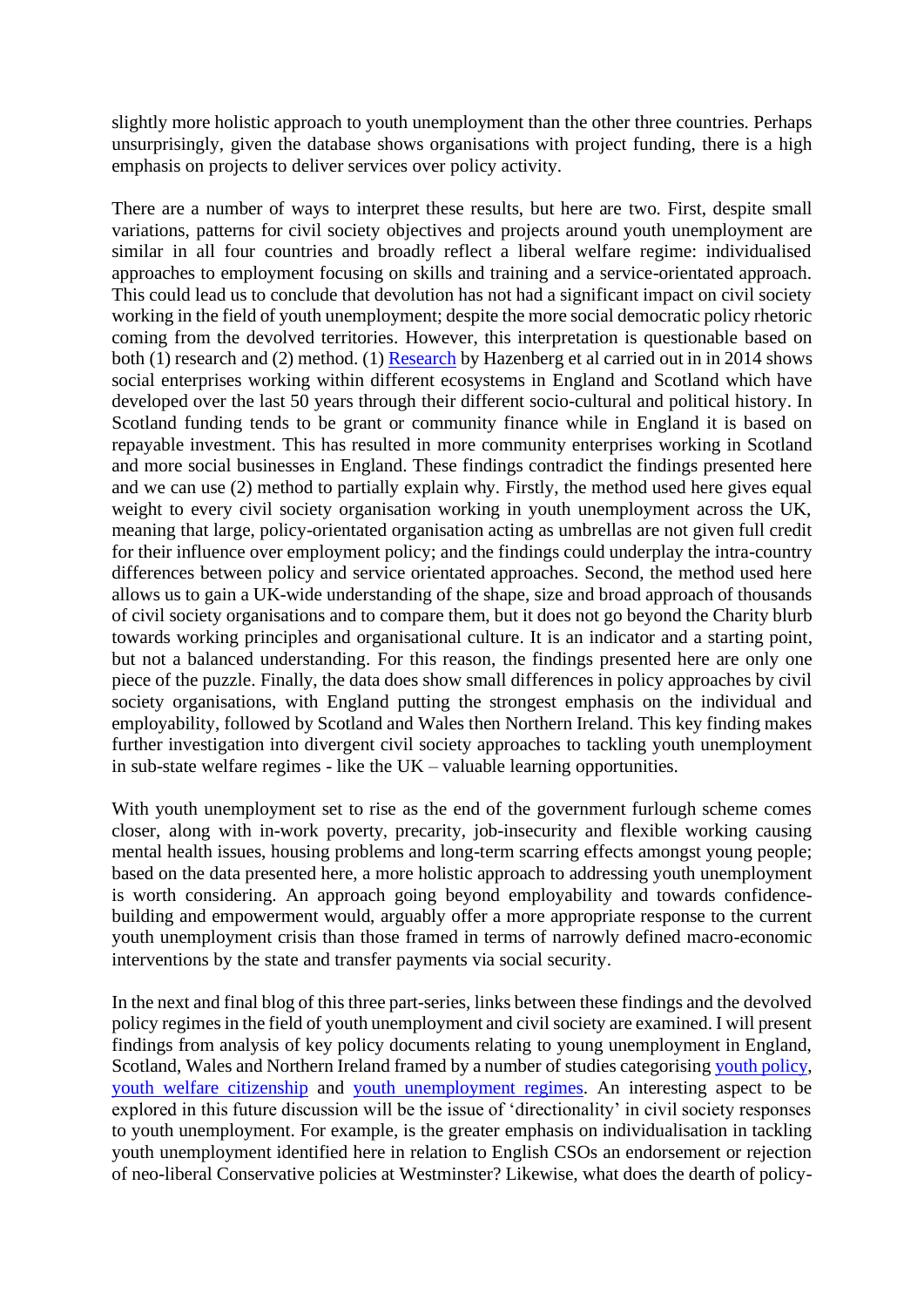slightly more holistic approach to youth unemployment than the other three countries. Perhaps unsurprisingly, given the database shows organisations with project funding, there is a high emphasis on projects to deliver services over policy activity.

There are a number of ways to interpret these results, but here are two. First, despite small variations, patterns for civil society objectives and projects around youth unemployment are similar in all four countries and broadly reflect a liberal welfare regime: individualised approaches to employment focusing on skills and training and a service-orientated approach. This could lead us to conclude that devolution has not had a significant impact on civil society working in the field of youth unemployment; despite the more social democratic policy rhetoric coming from the devolved territories. However, this interpretation is questionable based on both (1) research and (2) method. (1) Research by Hazenberg et al carried out in in 2014 shows social enterprises working within different ecosystems in England and Scotland which have developed over the last 50 years through their different socio-cultural and political history. In Scotland funding tends to be grant or community finance while in England it is based on repayable investment. This has resulted in more community enterprises working in Scotland and more social businesses in England. These findings contradict the findings presented here and we can use (2) method to partially explain why. Firstly, the method used here gives equal weight to every civil society organisation working in youth unemployment across the UK, meaning that large, policy-orientated organisation acting as umbrellas are not given full credit for their influence over employment policy; and the findings could underplay the intra-country differences between policy and service orientated approaches. Second, the method used here allows us to gain a UK-wide understanding of the shape, size and broad approach of thousands of civil society organisations and to compare them, but it does not go beyond the Charity blurb towards working principles and organisational culture. It is an indicator and a starting point, but not a balanced understanding. For this reason, the findings presented here are only one piece of the puzzle. Finally, the data does show small differences in policy approaches by civil society organisations, with England putting the strongest emphasis on the individual and employability, followed by Scotland and Wales then Northern Ireland. This key finding makes further investigation into divergent civil society approaches to tackling youth unemployment in sub-state welfare regimes - like the UK – valuable learning opportunities.

With youth unemployment set to rise as the end of the government furlough scheme comes closer, along with in-work poverty, precarity, job-insecurity and flexible working causing mental health issues, housing problems and long-term scarring effects amongst young people; based on the data presented here, a more holistic approach to addressing youth unemployment is worth considering. An approach going beyond employability and towards confidence-building and empowerment would, arguably offer a more appropriate response to the current youth unemployment crisis than those framed in terms of narrowly defined macro-economic interventions by the state and transfer payments via social security.

In the next and final blog of this three part-series, links between these findings and the devolved policy regimes in the field of youth unemployment and civil society are examined. I will present findings from analysis of key policy documents relating to young unemployment in England, Scotland, Wales and Northern Ireland framed by a number of studies categorising youth policy, youth welfare citizenship and youth unemployment regimes. An interesting aspect to be explored in this future discussion will be the issue of 'directionality' in civil society responses to youth unemployment. For example, is the greater emphasis on individualisation in tackling youth unemployment identified here in relation to English CSOs an endorsement or rejection of neo-liberal Conservative policies at Westminster? Likewise, what does the dearth of policy-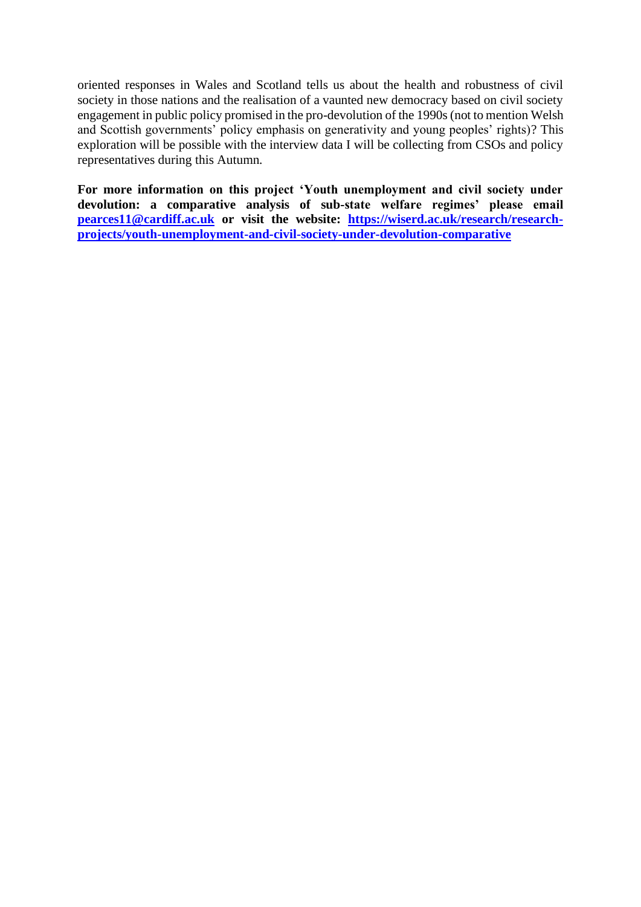oriented responses in Wales and Scotland tells us about the health and robustness of civil society in those nations and the realisation of a vaunted new democracy based on civil society engagement in public policy promised in the pro-devolution of the 1990s (not to mention Welsh and Scottish governments' policy emphasis on generativity and young peoples' rights)? This exploration will be possible with the interview data I will be collecting from CSOs and policy representatives during this Autumn.

**For more information on this project 'Youth unemployment and civil society under devolution: a comparative analysis of sub-state welfare regimes' please email [pearces11@cardiff.ac.uk](mailto:pearces11@cardiff.ac.uk) or visit the website: [https://wiserd.ac.uk/research/research-projects/youth-unemployment-and-civil-society-under-devolution-comparative](https://wiserd.ac.uk/research/research-projects/youth-unemployment-and-civil-society-under-devolution-comparative)**